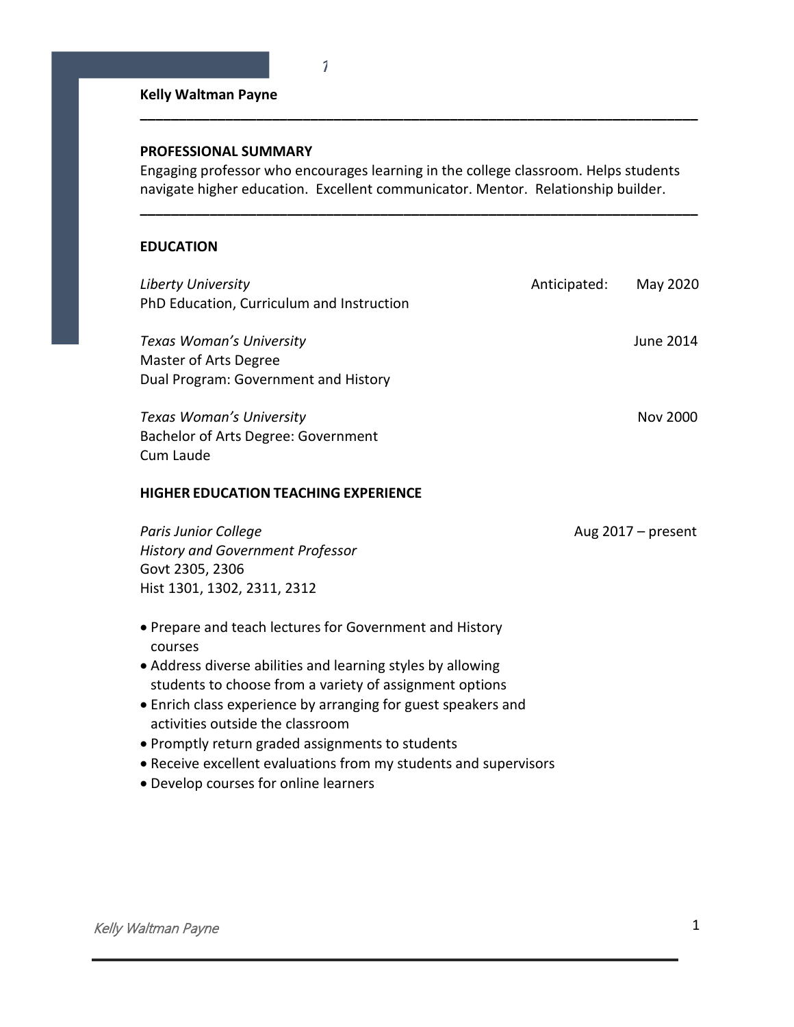**Kelly Waltman Payne**

---

**PROFESSIONAL SUMMARY**

Engaging professor who encourages learning in the college classroom. Helps students navigate higher education. Excellent communicator. Mentor. Relationship builder.

---

**EDUCATION**

*Liberty University* — Anticipated: May 2020
PhD Education, Curriculum and Instruction

*Texas Woman's University* — June 2014
Master of Arts Degree
Dual Program: Government and History

*Texas Woman's University* — Nov 2000
Bachelor of Arts Degree: Government
Cum Laude

**HIGHER EDUCATION TEACHING EXPERIENCE**

*Paris Junior College* — Aug 2017 – present
*History and Government Professor*
Govt 2305, 2306
Hist 1301, 1302, 2311, 2312

- Prepare and teach lectures for Government and History courses
- Address diverse abilities and learning styles by allowing students to choose from a variety of assignment options
- Enrich class experience by arranging for guest speakers and activities outside the classroom
- Promptly return graded assignments to students
- Receive excellent evaluations from my students and supervisors
- Develop courses for online learners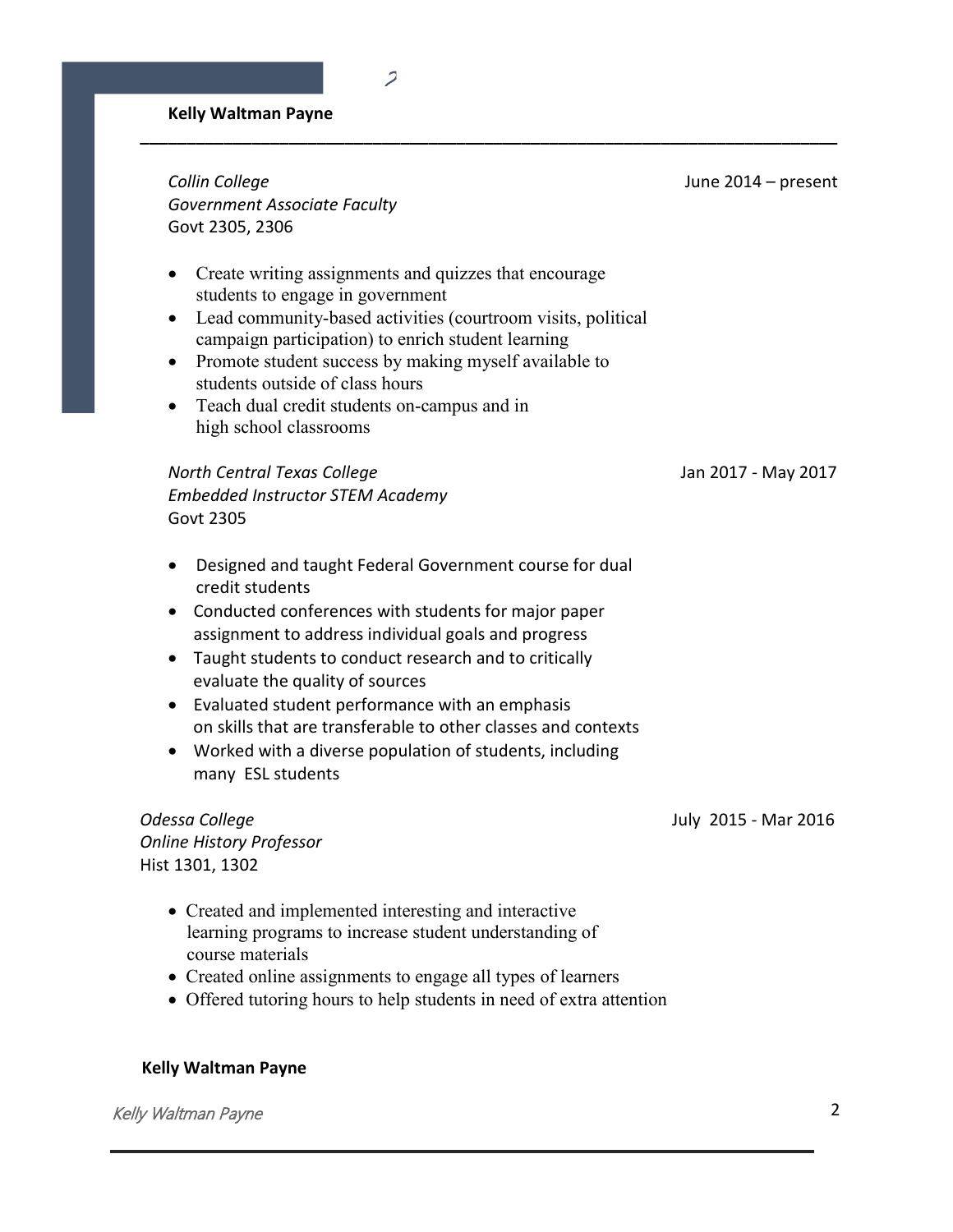*Collin College* June 2014 – present
*Government Associate Faculty*
Govt 2305, 2306

- Create writing assignments and quizzes that encourage students to engage in government
- Lead community-based activities (courtroom visits, political campaign participation) to enrich student learning
- Promote student success by making myself available to students outside of class hours
- Teach dual credit students on-campus and in high school classrooms

*North Central Texas College* Jan 2017 - May 2017
*Embedded Instructor STEM Academy*
Govt 2305

- Designed and taught Federal Government course for dual credit students
- Conducted conferences with students for major paper assignment to address individual goals and progress
- Taught students to conduct research and to critically evaluate the quality of sources
- Evaluated student performance with an emphasis on skills that are transferable to other classes and contexts
- Worked with a diverse population of students, including many ESL students

*Odessa College* July 2015 - Mar 2016
*Online History Professor*
Hist 1301, 1302

- Created and implemented interesting and interactive learning programs to increase student understanding of course materials
- Created online assignments to engage all types of learners
- Offered tutoring hours to help students in need of extra attention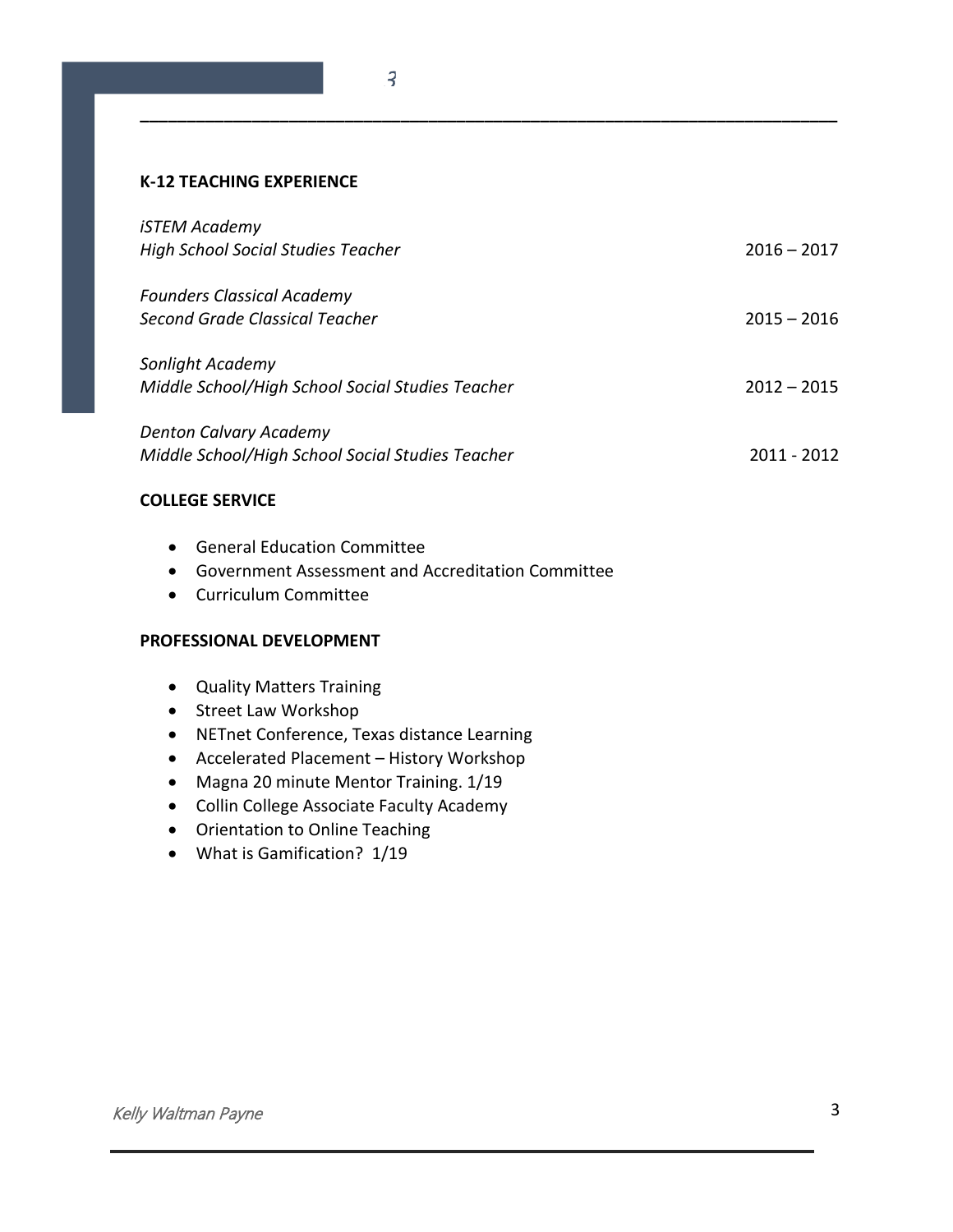## K-12 TEACHING EXPERIENCE

*iSTEM Academy*
*High School Social Studies Teacher* 2016 – 2017

*Founders Classical Academy*
*Second Grade Classical Teacher* 2015 – 2016

*Sonlight Academy*
*Middle School/High School Social Studies Teacher* 2012 – 2015

*Denton Calvary Academy*
*Middle School/High School Social Studies Teacher* 2011 - 2012

## COLLEGE SERVICE

- General Education Committee
- Government Assessment and Accreditation Committee
- Curriculum Committee

## PROFESSIONAL DEVELOPMENT

- Quality Matters Training
- Street Law Workshop
- NETnet Conference, Texas distance Learning
- Accelerated Placement – History Workshop
- Magna 20 minute Mentor Training. 1/19
- Collin College Associate Faculty Academy
- Orientation to Online Teaching
- What is Gamification? 1/19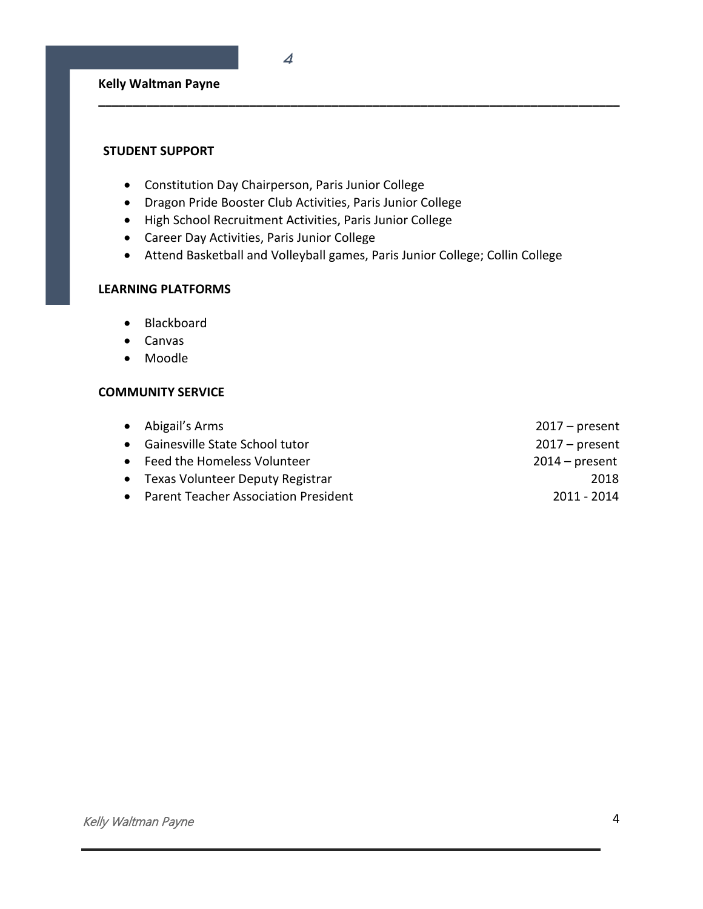## STUDENT SUPPORT

- Constitution Day Chairperson, Paris Junior College
- Dragon Pride Booster Club Activities, Paris Junior College
- High School Recruitment Activities, Paris Junior College
- Career Day Activities, Paris Junior College
- Attend Basketball and Volleyball games, Paris Junior College; Collin College

## LEARNING PLATFORMS

- Blackboard
- Canvas
- Moodle

## COMMUNITY SERVICE

- Abigail's Arms 2017 – present
- Gainesville State School tutor 2017 – present
- Feed the Homeless Volunteer 2014 – present
- Texas Volunteer Deputy Registrar 2018
- Parent Teacher Association President 2011 - 2014